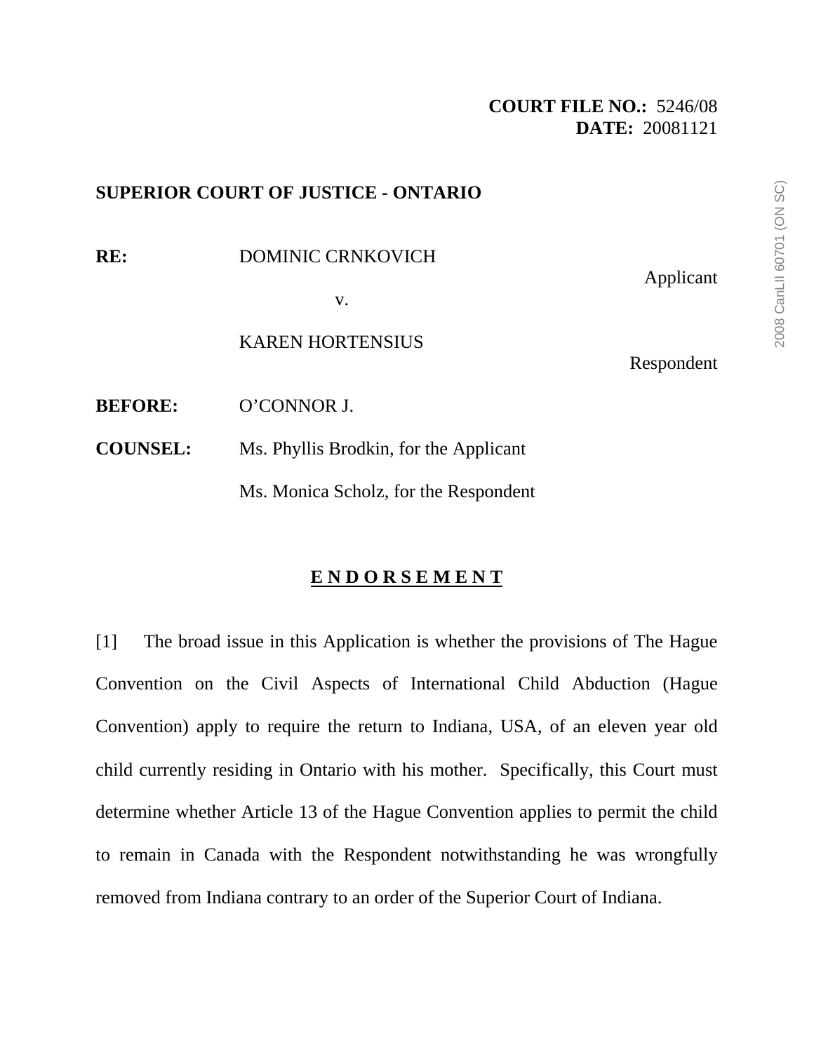**COURT FILE NO.:** 5246/08
**DATE:** 20081121

**SUPERIOR COURT OF JUSTICE - ONTARIO**

**RE:** DOMINIC CRNKOVICH
Applicant

v.

KAREN HORTENSIUS
Respondent

**BEFORE:** O'CONNOR J.

**COUNSEL:** Ms. Phyllis Brodkin, for the Applicant

Ms. Monica Scholz, for the Respondent

## E N D O R S E M E N T

[1] The broad issue in this Application is whether the provisions of The Hague Convention on the Civil Aspects of International Child Abduction (Hague Convention) apply to require the return to Indiana, USA, of an eleven year old child currently residing in Ontario with his mother. Specifically, this Court must determine whether Article 13 of the Hague Convention applies to permit the child to remain in Canada with the Respondent notwithstanding he was wrongfully removed from Indiana contrary to an order of the Superior Court of Indiana.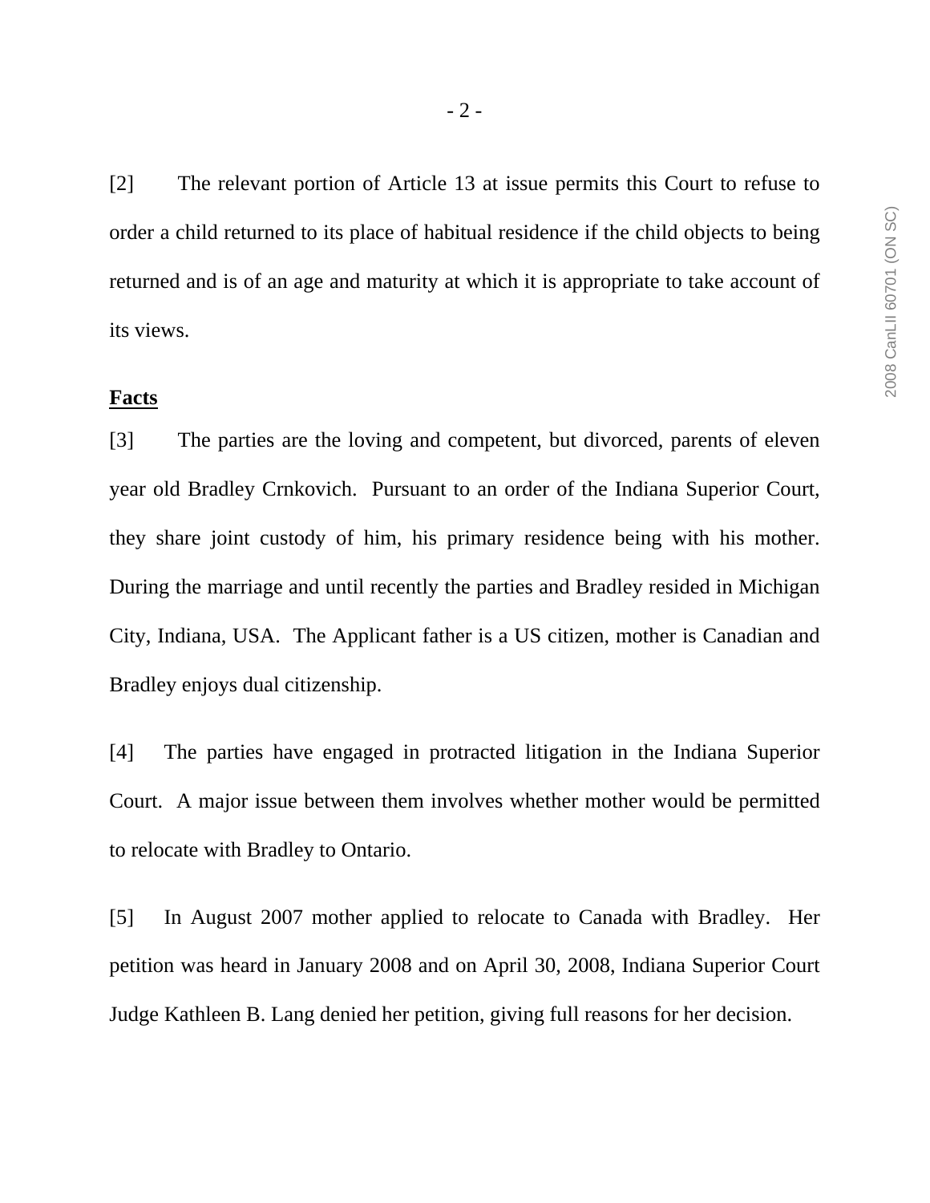[2] The relevant portion of Article 13 at issue permits this Court to refuse to order a child returned to its place of habitual residence if the child objects to being returned and is of an age and maturity at which it is appropriate to take account of its views.

## Facts

[3] The parties are the loving and competent, but divorced, parents of eleven year old Bradley Crnkovich. Pursuant to an order of the Indiana Superior Court, they share joint custody of him, his primary residence being with his mother. During the marriage and until recently the parties and Bradley resided in Michigan City, Indiana, USA. The Applicant father is a US citizen, mother is Canadian and Bradley enjoys dual citizenship.

[4] The parties have engaged in protracted litigation in the Indiana Superior Court. A major issue between them involves whether mother would be permitted to relocate with Bradley to Ontario.

[5] In August 2007 mother applied to relocate to Canada with Bradley. Her petition was heard in January 2008 and on April 30, 2008, Indiana Superior Court Judge Kathleen B. Lang denied her petition, giving full reasons for her decision.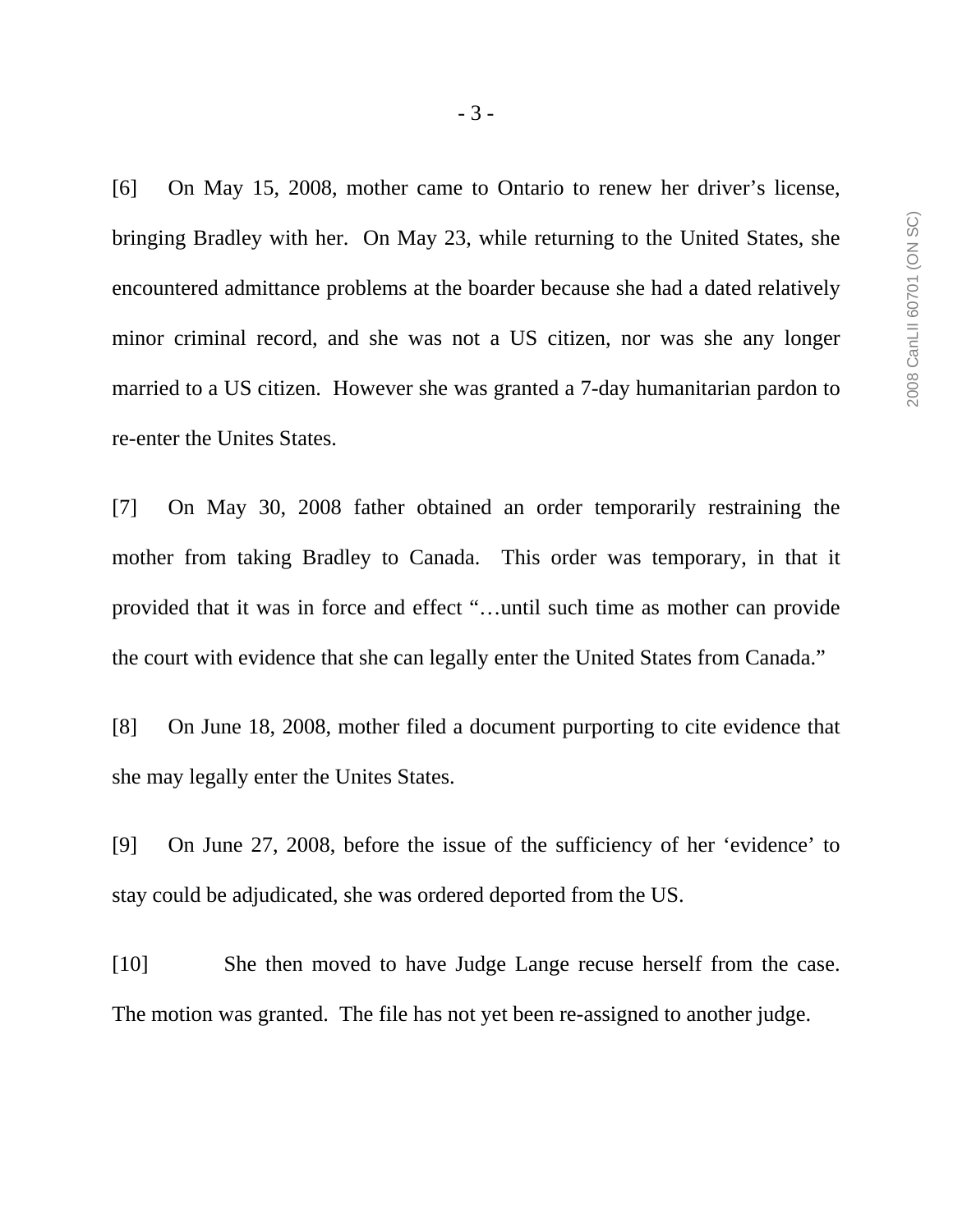[6] On May 15, 2008, mother came to Ontario to renew her driver's license, bringing Bradley with her. On May 23, while returning to the United States, she encountered admittance problems at the boarder because she had a dated relatively minor criminal record, and she was not a US citizen, nor was she any longer married to a US citizen. However she was granted a 7-day humanitarian pardon to re-enter the Unites States.

[7] On May 30, 2008 father obtained an order temporarily restraining the mother from taking Bradley to Canada. This order was temporary, in that it provided that it was in force and effect "…until such time as mother can provide the court with evidence that she can legally enter the United States from Canada."

[8] On June 18, 2008, mother filed a document purporting to cite evidence that she may legally enter the Unites States.

[9] On June 27, 2008, before the issue of the sufficiency of her 'evidence' to stay could be adjudicated, she was ordered deported from the US.

[10] She then moved to have Judge Lange recuse herself from the case. The motion was granted. The file has not yet been re-assigned to another judge.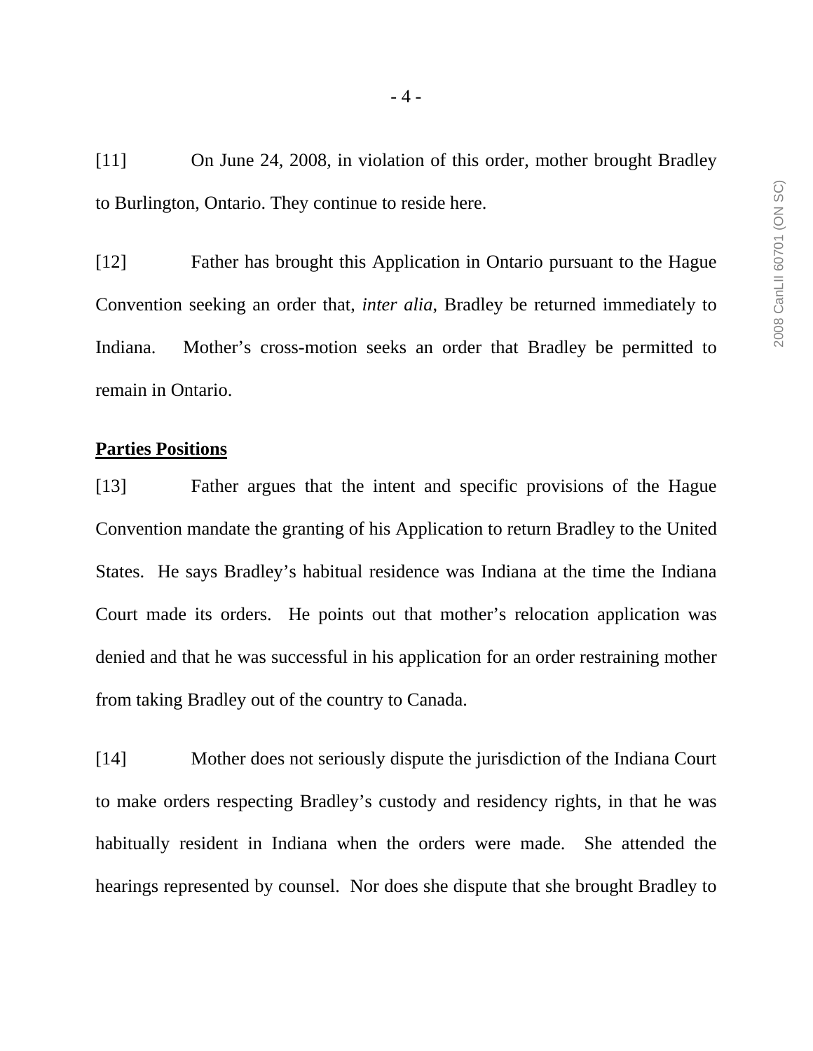[11] On June 24, 2008, in violation of this order, mother brought Bradley to Burlington, Ontario. They continue to reside here.

[12] Father has brought this Application in Ontario pursuant to the Hague Convention seeking an order that, *inter alia*, Bradley be returned immediately to Indiana. Mother's cross-motion seeks an order that Bradley be permitted to remain in Ontario.

**Parties Positions**

[13] Father argues that the intent and specific provisions of the Hague Convention mandate the granting of his Application to return Bradley to the United States. He says Bradley's habitual residence was Indiana at the time the Indiana Court made its orders. He points out that mother's relocation application was denied and that he was successful in his application for an order restraining mother from taking Bradley out of the country to Canada.

[14] Mother does not seriously dispute the jurisdiction of the Indiana Court to make orders respecting Bradley's custody and residency rights, in that he was habitually resident in Indiana when the orders were made. She attended the hearings represented by counsel. Nor does she dispute that she brought Bradley to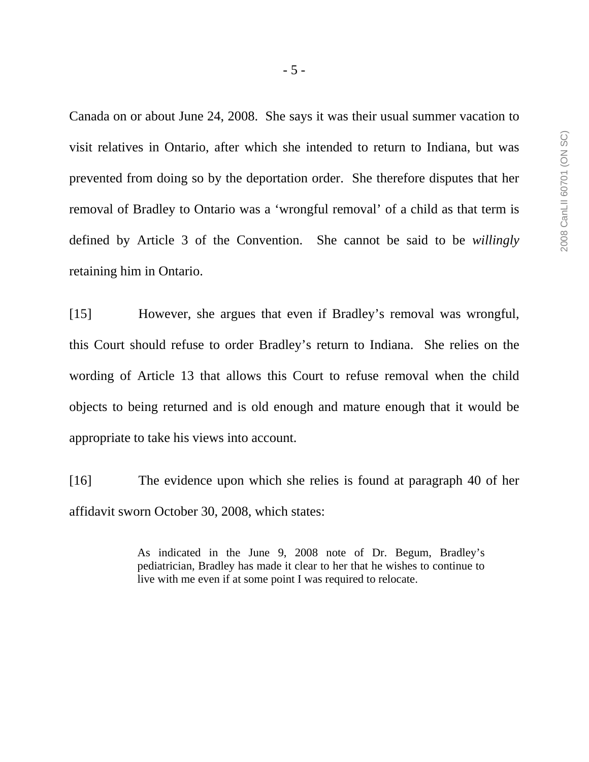Canada on or about June 24, 2008. She says it was their usual summer vacation to visit relatives in Ontario, after which she intended to return to Indiana, but was prevented from doing so by the deportation order. She therefore disputes that her removal of Bradley to Ontario was a 'wrongful removal' of a child as that term is defined by Article 3 of the Convention. She cannot be said to be *willingly* retaining him in Ontario.

[15] However, she argues that even if Bradley's removal was wrongful, this Court should refuse to order Bradley's return to Indiana. She relies on the wording of Article 13 that allows this Court to refuse removal when the child objects to being returned and is old enough and mature enough that it would be appropriate to take his views into account.

[16] The evidence upon which she relies is found at paragraph 40 of her affidavit sworn October 30, 2008, which states:

> As indicated in the June 9, 2008 note of Dr. Begum, Bradley's pediatrician, Bradley has made it clear to her that he wishes to continue to live with me even if at some point I was required to relocate.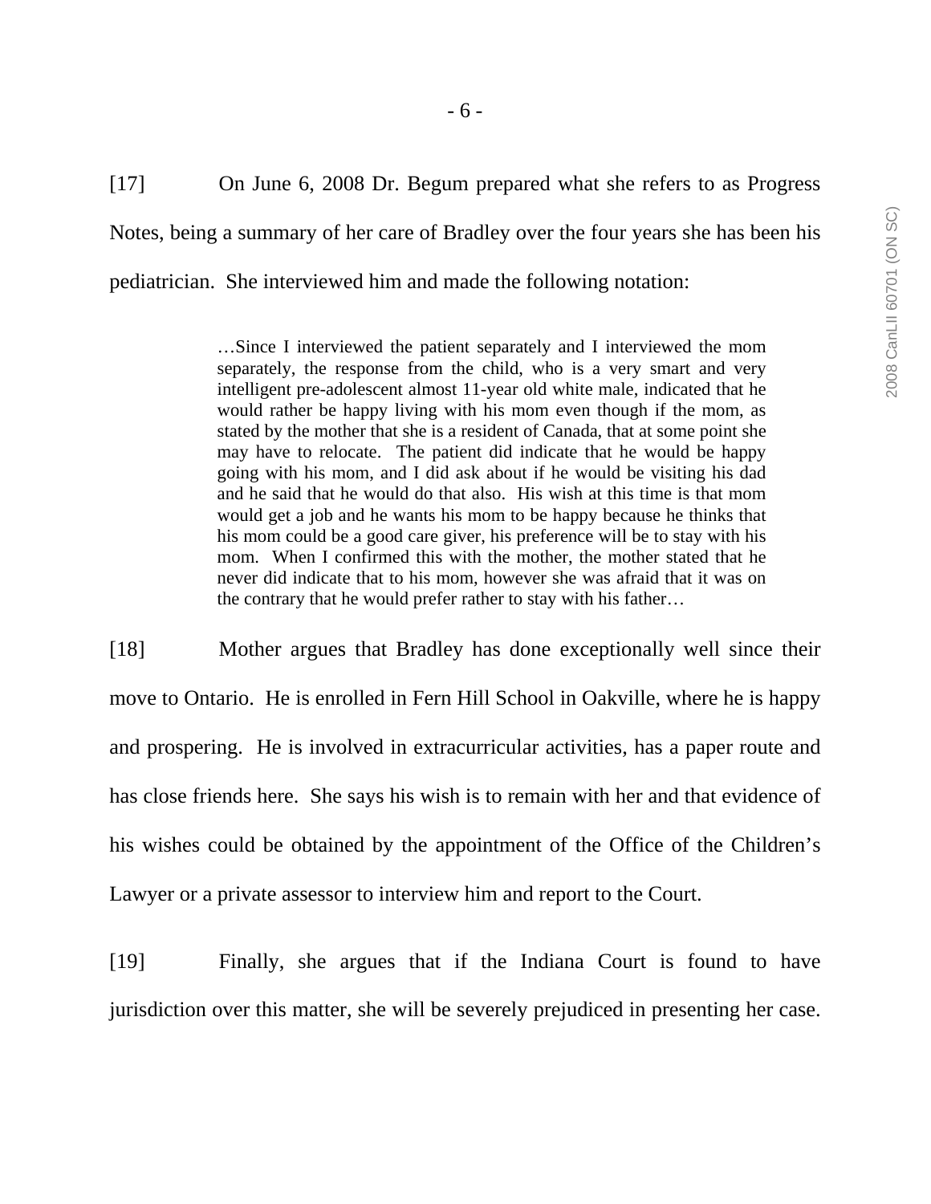[17] On June 6, 2008 Dr. Begum prepared what she refers to as Progress Notes, being a summary of her care of Bradley over the four years she has been his pediatrician. She interviewed him and made the following notation:

> …Since I interviewed the patient separately and I interviewed the mom separately, the response from the child, who is a very smart and very intelligent pre-adolescent almost 11-year old white male, indicated that he would rather be happy living with his mom even though if the mom, as stated by the mother that she is a resident of Canada, that at some point she may have to relocate. The patient did indicate that he would be happy going with his mom, and I did ask about if he would be visiting his dad and he said that he would do that also. His wish at this time is that mom would get a job and he wants his mom to be happy because he thinks that his mom could be a good care giver, his preference will be to stay with his mom. When I confirmed this with the mother, the mother stated that he never did indicate that to his mom, however she was afraid that it was on the contrary that he would prefer rather to stay with his father…

[18] Mother argues that Bradley has done exceptionally well since their move to Ontario. He is enrolled in Fern Hill School in Oakville, where he is happy and prospering. He is involved in extracurricular activities, has a paper route and has close friends here. She says his wish is to remain with her and that evidence of his wishes could be obtained by the appointment of the Office of the Children's Lawyer or a private assessor to interview him and report to the Court.

[19] Finally, she argues that if the Indiana Court is found to have jurisdiction over this matter, she will be severely prejudiced in presenting her case.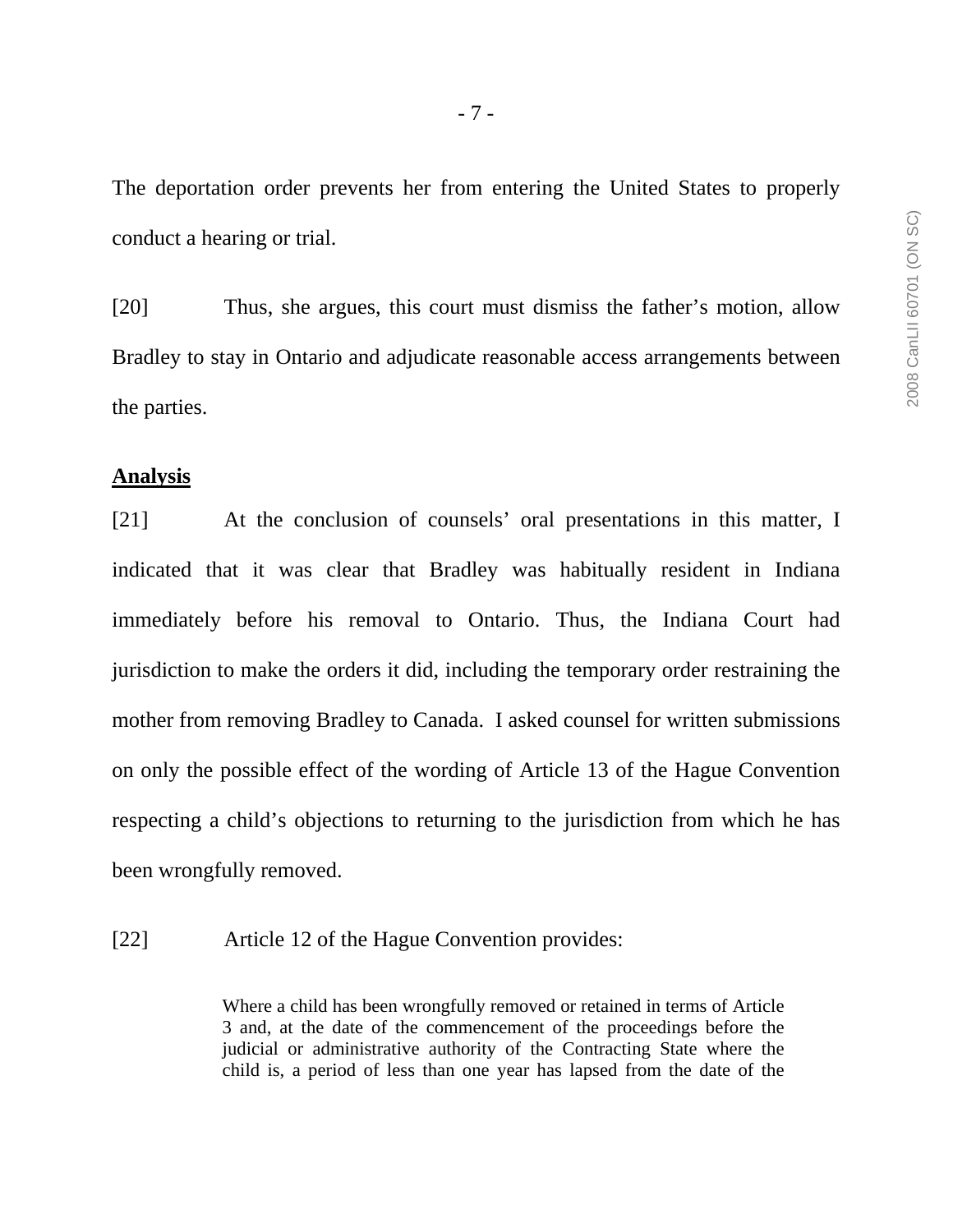The deportation order prevents her from entering the United States to properly conduct a hearing or trial.

[20] Thus, she argues, this court must dismiss the father's motion, allow Bradley to stay in Ontario and adjudicate reasonable access arrangements between the parties.

**Analysis**

[21] At the conclusion of counsels' oral presentations in this matter, I indicated that it was clear that Bradley was habitually resident in Indiana immediately before his removal to Ontario. Thus, the Indiana Court had jurisdiction to make the orders it did, including the temporary order restraining the mother from removing Bradley to Canada. I asked counsel for written submissions on only the possible effect of the wording of Article 13 of the Hague Convention respecting a child's objections to returning to the jurisdiction from which he has been wrongfully removed.

[22] Article 12 of the Hague Convention provides:

> Where a child has been wrongfully removed or retained in terms of Article 3 and, at the date of the commencement of the proceedings before the judicial or administrative authority of the Contracting State where the child is, a period of less than one year has lapsed from the date of the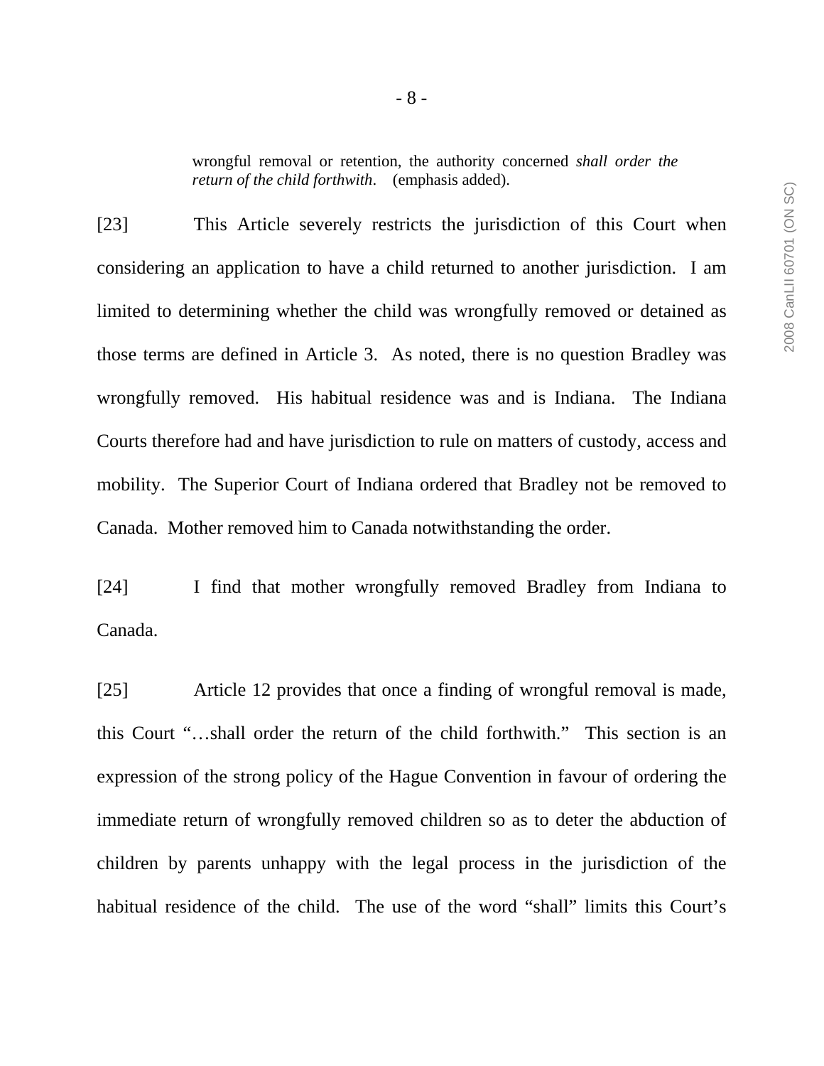> wrongful removal or retention, the authority concerned *shall order the return of the child forthwith*. (emphasis added).

[23] This Article severely restricts the jurisdiction of this Court when considering an application to have a child returned to another jurisdiction. I am limited to determining whether the child was wrongfully removed or detained as those terms are defined in Article 3. As noted, there is no question Bradley was wrongfully removed. His habitual residence was and is Indiana. The Indiana Courts therefore had and have jurisdiction to rule on matters of custody, access and mobility. The Superior Court of Indiana ordered that Bradley not be removed to Canada. Mother removed him to Canada notwithstanding the order.

[24] I find that mother wrongfully removed Bradley from Indiana to Canada.

[25] Article 12 provides that once a finding of wrongful removal is made, this Court "…shall order the return of the child forthwith." This section is an expression of the strong policy of the Hague Convention in favour of ordering the immediate return of wrongfully removed children so as to deter the abduction of children by parents unhappy with the legal process in the jurisdiction of the habitual residence of the child. The use of the word "shall" limits this Court's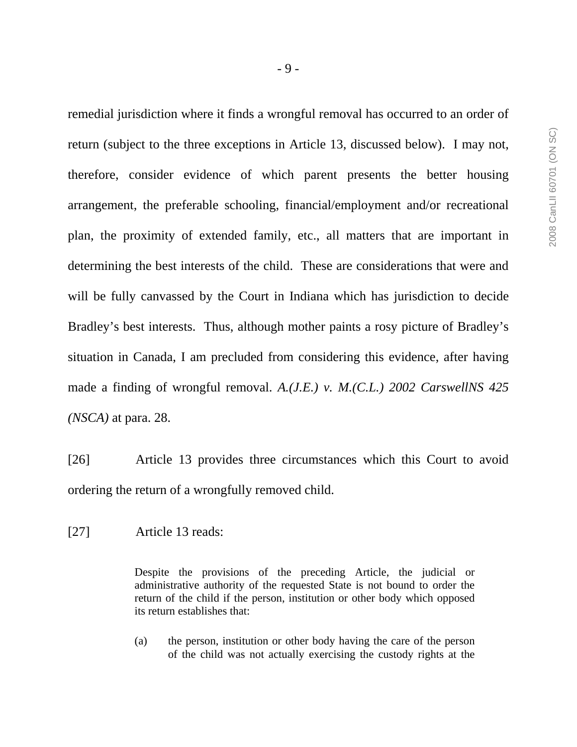remedial jurisdiction where it finds a wrongful removal has occurred to an order of return (subject to the three exceptions in Article 13, discussed below). I may not, therefore, consider evidence of which parent presents the better housing arrangement, the preferable schooling, financial/employment and/or recreational plan, the proximity of extended family, etc., all matters that are important in determining the best interests of the child. These are considerations that were and will be fully canvassed by the Court in Indiana which has jurisdiction to decide Bradley's best interests. Thus, although mother paints a rosy picture of Bradley's situation in Canada, I am precluded from considering this evidence, after having made a finding of wrongful removal. *A.(J.E.) v. M.(C.L.) 2002 CarswellNS 425 (NSCA)* at para. 28.

[26] Article 13 provides three circumstances which this Court to avoid ordering the return of a wrongfully removed child.

[27] Article 13 reads:

> Despite the provisions of the preceding Article, the judicial or administrative authority of the requested State is not bound to order the return of the child if the person, institution or other body which opposed its return establishes that:
>
> (a) the person, institution or other body having the care of the person of the child was not actually exercising the custody rights at the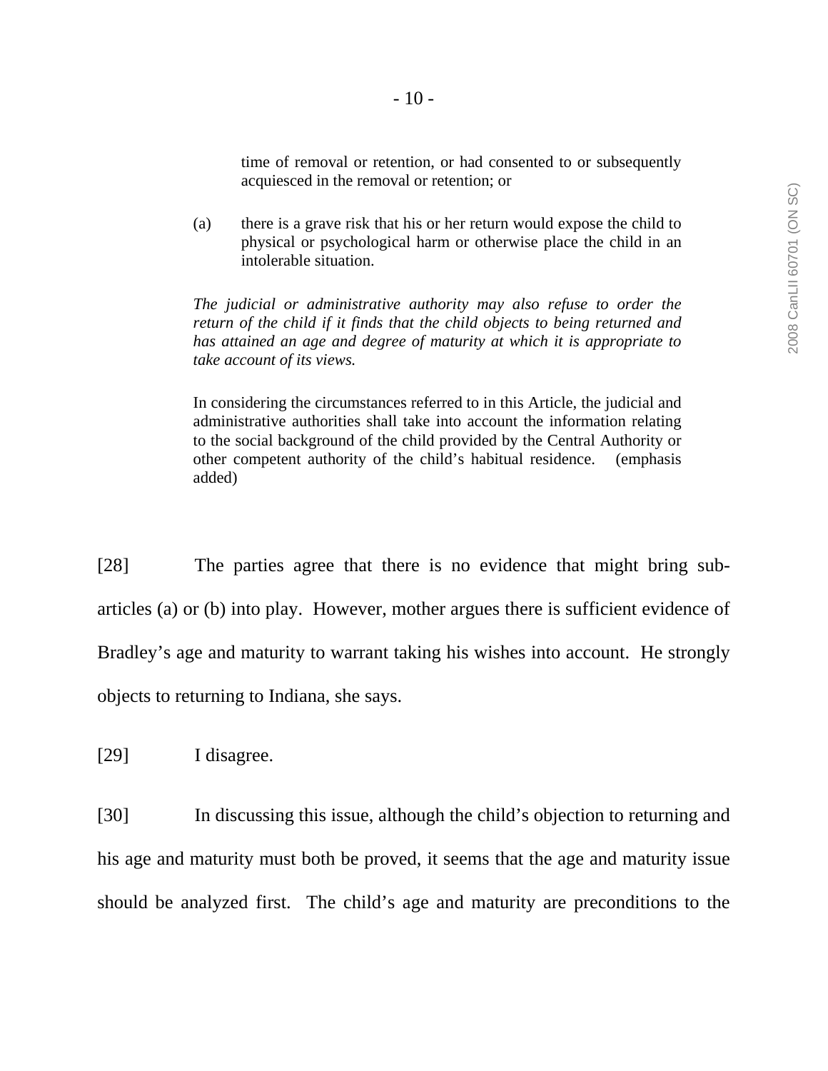> time of removal or retention, or had consented to or subsequently acquiesced in the removal or retention; or
>
> (a) there is a grave risk that his or her return would expose the child to physical or psychological harm or otherwise place the child in an intolerable situation.
>
> *The judicial or administrative authority may also refuse to order the return of the child if it finds that the child objects to being returned and has attained an age and degree of maturity at which it is appropriate to take account of its views.*
>
> In considering the circumstances referred to in this Article, the judicial and administrative authorities shall take into account the information relating to the social background of the child provided by the Central Authority or other competent authority of the child's habitual residence. (emphasis added)

[28] The parties agree that there is no evidence that might bring sub-articles (a) or (b) into play. However, mother argues there is sufficient evidence of Bradley's age and maturity to warrant taking his wishes into account. He strongly objects to returning to Indiana, she says.

[29] I disagree.

[30] In discussing this issue, although the child's objection to returning and his age and maturity must both be proved, it seems that the age and maturity issue should be analyzed first. The child's age and maturity are preconditions to the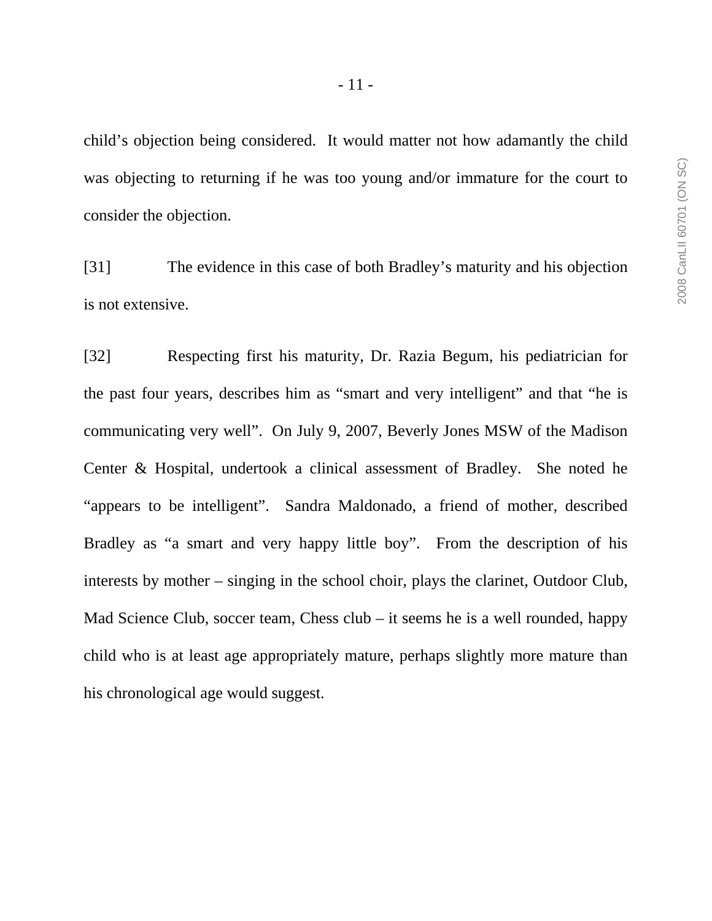child's objection being considered. It would matter not how adamantly the child was objecting to returning if he was too young and/or immature for the court to consider the objection.

[31] The evidence in this case of both Bradley's maturity and his objection is not extensive.

[32] Respecting first his maturity, Dr. Razia Begum, his pediatrician for the past four years, describes him as "smart and very intelligent" and that "he is communicating very well". On July 9, 2007, Beverly Jones MSW of the Madison Center & Hospital, undertook a clinical assessment of Bradley. She noted he "appears to be intelligent". Sandra Maldonado, a friend of mother, described Bradley as "a smart and very happy little boy". From the description of his interests by mother – singing in the school choir, plays the clarinet, Outdoor Club, Mad Science Club, soccer team, Chess club – it seems he is a well rounded, happy child who is at least age appropriately mature, perhaps slightly more mature than his chronological age would suggest.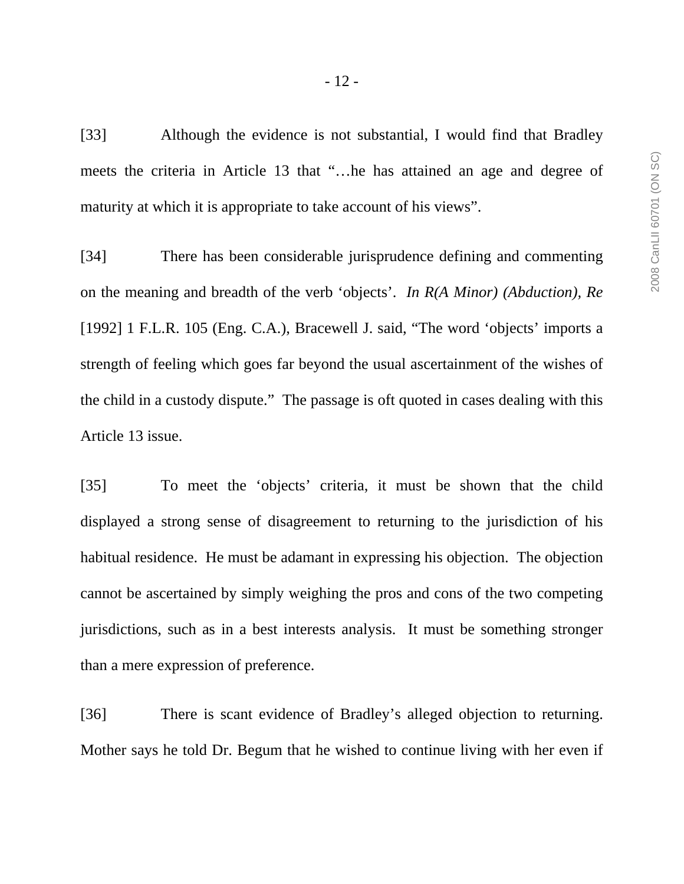[33] Although the evidence is not substantial, I would find that Bradley meets the criteria in Article 13 that "…he has attained an age and degree of maturity at which it is appropriate to take account of his views".

[34] There has been considerable jurisprudence defining and commenting on the meaning and breadth of the verb 'objects'. *In R(A Minor) (Abduction), Re* [1992] 1 F.L.R. 105 (Eng. C.A.), Bracewell J. said, "The word 'objects' imports a strength of feeling which goes far beyond the usual ascertainment of the wishes of the child in a custody dispute." The passage is oft quoted in cases dealing with this Article 13 issue.

[35] To meet the 'objects' criteria, it must be shown that the child displayed a strong sense of disagreement to returning to the jurisdiction of his habitual residence. He must be adamant in expressing his objection. The objection cannot be ascertained by simply weighing the pros and cons of the two competing jurisdictions, such as in a best interests analysis. It must be something stronger than a mere expression of preference.

[36] There is scant evidence of Bradley's alleged objection to returning. Mother says he told Dr. Begum that he wished to continue living with her even if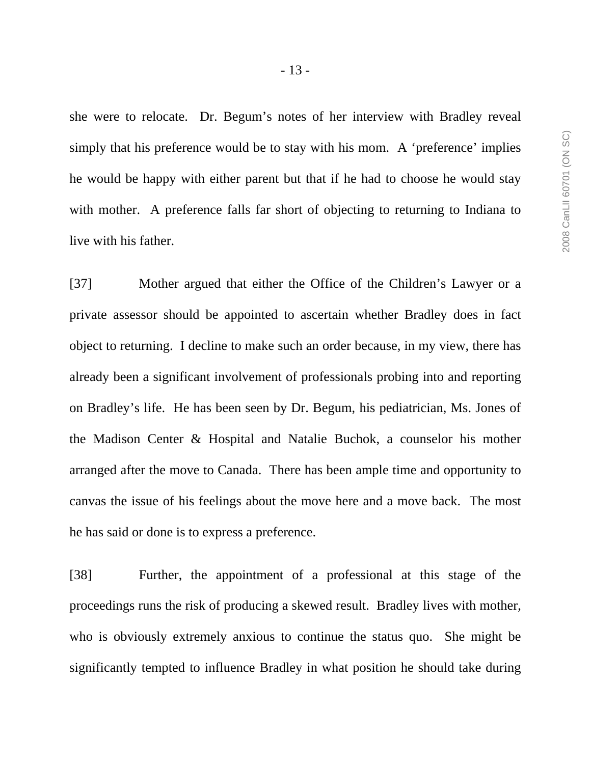she were to relocate. Dr. Begum's notes of her interview with Bradley reveal simply that his preference would be to stay with his mom. A 'preference' implies he would be happy with either parent but that if he had to choose he would stay with mother. A preference falls far short of objecting to returning to Indiana to live with his father.

[37] Mother argued that either the Office of the Children's Lawyer or a private assessor should be appointed to ascertain whether Bradley does in fact object to returning. I decline to make such an order because, in my view, there has already been a significant involvement of professionals probing into and reporting on Bradley's life. He has been seen by Dr. Begum, his pediatrician, Ms. Jones of the Madison Center & Hospital and Natalie Buchok, a counselor his mother arranged after the move to Canada. There has been ample time and opportunity to canvas the issue of his feelings about the move here and a move back. The most he has said or done is to express a preference.

[38] Further, the appointment of a professional at this stage of the proceedings runs the risk of producing a skewed result. Bradley lives with mother, who is obviously extremely anxious to continue the status quo. She might be significantly tempted to influence Bradley in what position he should take during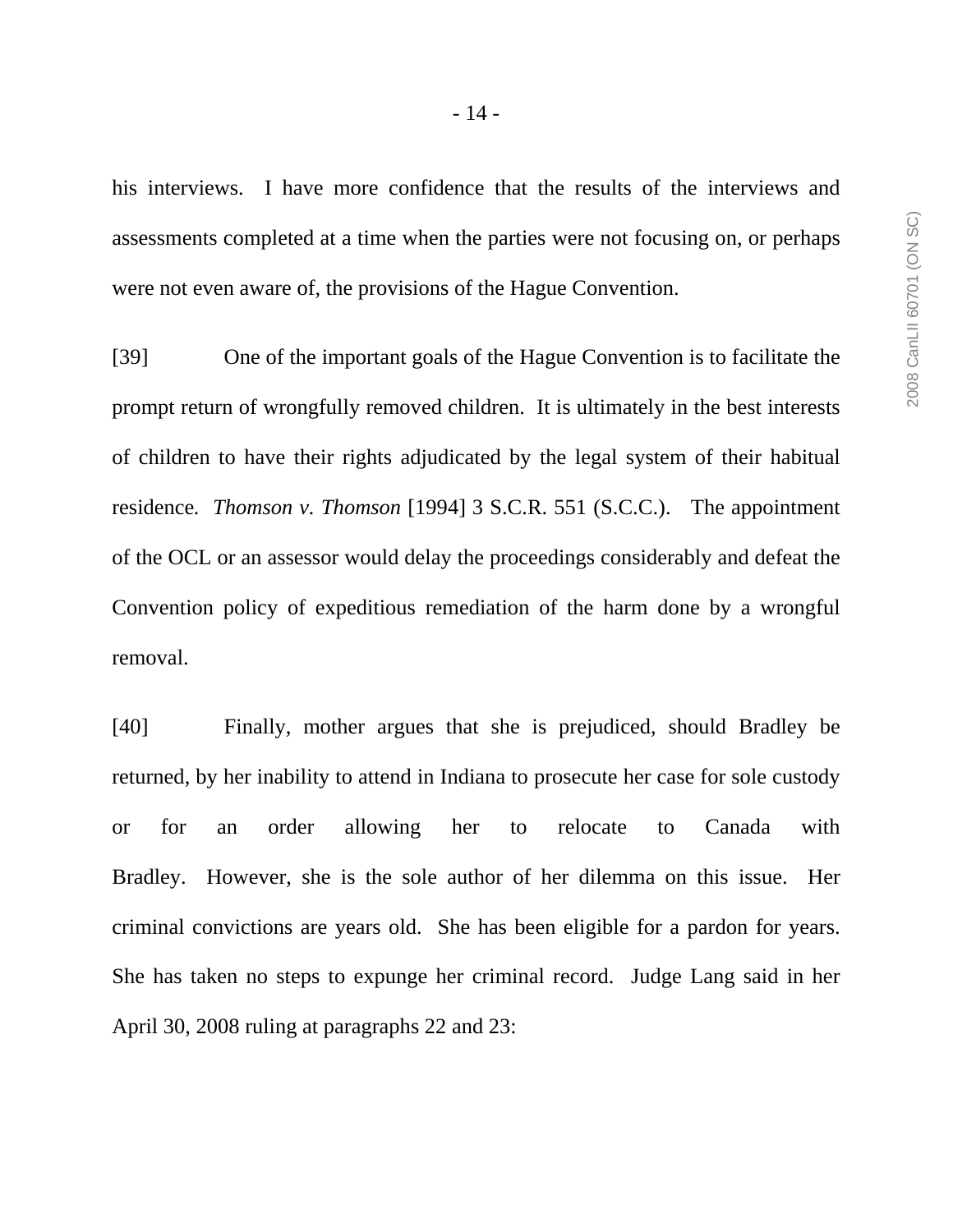his interviews. I have more confidence that the results of the interviews and assessments completed at a time when the parties were not focusing on, or perhaps were not even aware of, the provisions of the Hague Convention.

[39] One of the important goals of the Hague Convention is to facilitate the prompt return of wrongfully removed children. It is ultimately in the best interests of children to have their rights adjudicated by the legal system of their habitual residence. *Thomson v. Thomson* [1994] 3 S.C.R. 551 (S.C.C.). The appointment of the OCL or an assessor would delay the proceedings considerably and defeat the Convention policy of expeditious remediation of the harm done by a wrongful removal.

[40] Finally, mother argues that she is prejudiced, should Bradley be returned, by her inability to attend in Indiana to prosecute her case for sole custody or for an order allowing her to relocate to Canada with Bradley. However, she is the sole author of her dilemma on this issue. Her criminal convictions are years old. She has been eligible for a pardon for years. She has taken no steps to expunge her criminal record. Judge Lang said in her April 30, 2008 ruling at paragraphs 22 and 23: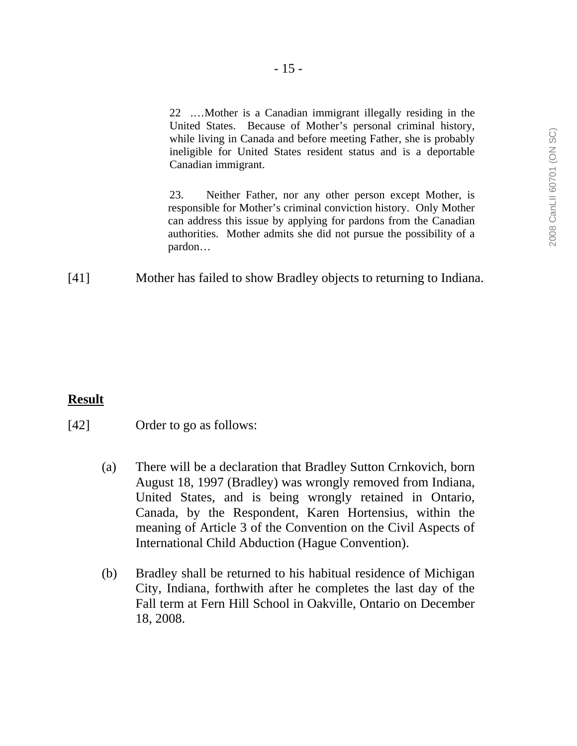> 22 ….Mother is a Canadian immigrant illegally residing in the United States. Because of Mother's personal criminal history, while living in Canada and before meeting Father, she is probably ineligible for United States resident status and is a deportable Canadian immigrant.
>
> 23. Neither Father, nor any other person except Mother, is responsible for Mother's criminal conviction history. Only Mother can address this issue by applying for pardons from the Canadian authorities. Mother admits she did not pursue the possibility of a pardon…

[41] Mother has failed to show Bradley objects to returning to Indiana.

**Result**

[42] Order to go as follows:

(a) There will be a declaration that Bradley Sutton Crnkovich, born August 18, 1997 (Bradley) was wrongly removed from Indiana, United States, and is being wrongly retained in Ontario, Canada, by the Respondent, Karen Hortensius, within the meaning of Article 3 of the Convention on the Civil Aspects of International Child Abduction (Hague Convention).

(b) Bradley shall be returned to his habitual residence of Michigan City, Indiana, forthwith after he completes the last day of the Fall term at Fern Hill School in Oakville, Ontario on December 18, 2008.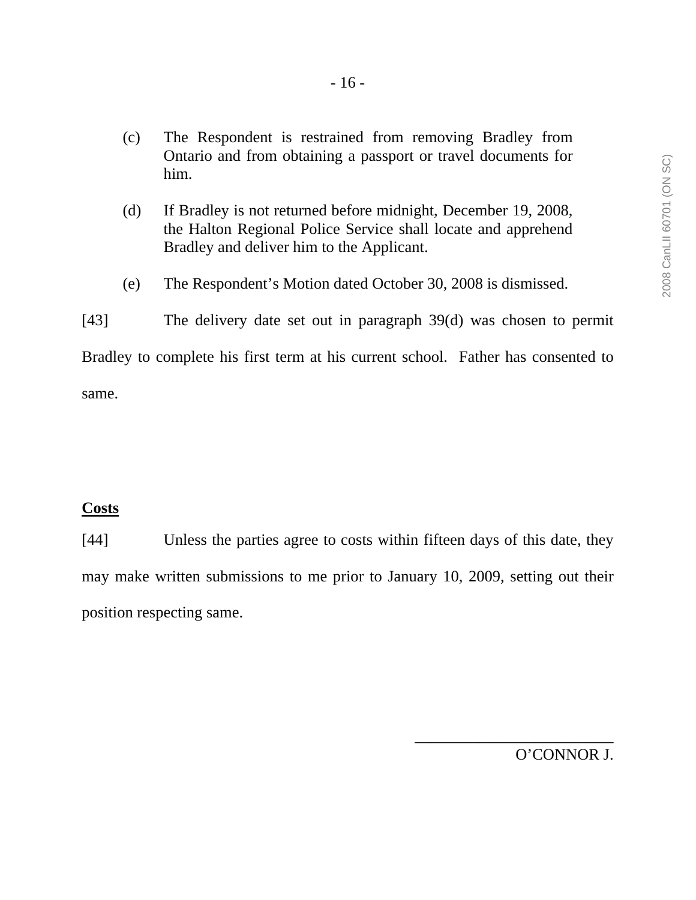(c) The Respondent is restrained from removing Bradley from Ontario and from obtaining a passport or travel documents for him.

(d) If Bradley is not returned before midnight, December 19, 2008, the Halton Regional Police Service shall locate and apprehend Bradley and deliver him to the Applicant.

(e) The Respondent's Motion dated October 30, 2008 is dismissed.

[43] The delivery date set out in paragraph 39(d) was chosen to permit Bradley to complete his first term at his current school. Father has consented to same.

**Costs**

[44] Unless the parties agree to costs within fifteen days of this date, they may make written submissions to me prior to January 10, 2009, setting out their position respecting same.

___________________________
O'CONNOR J.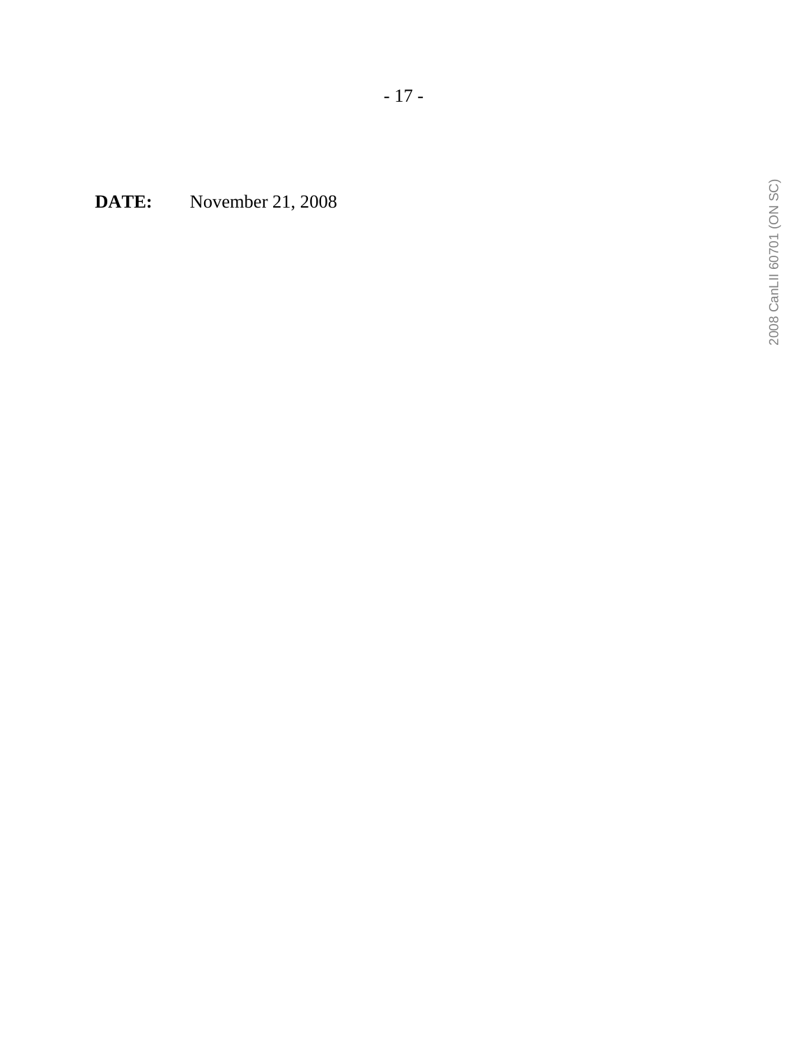**DATE:** November 21, 2008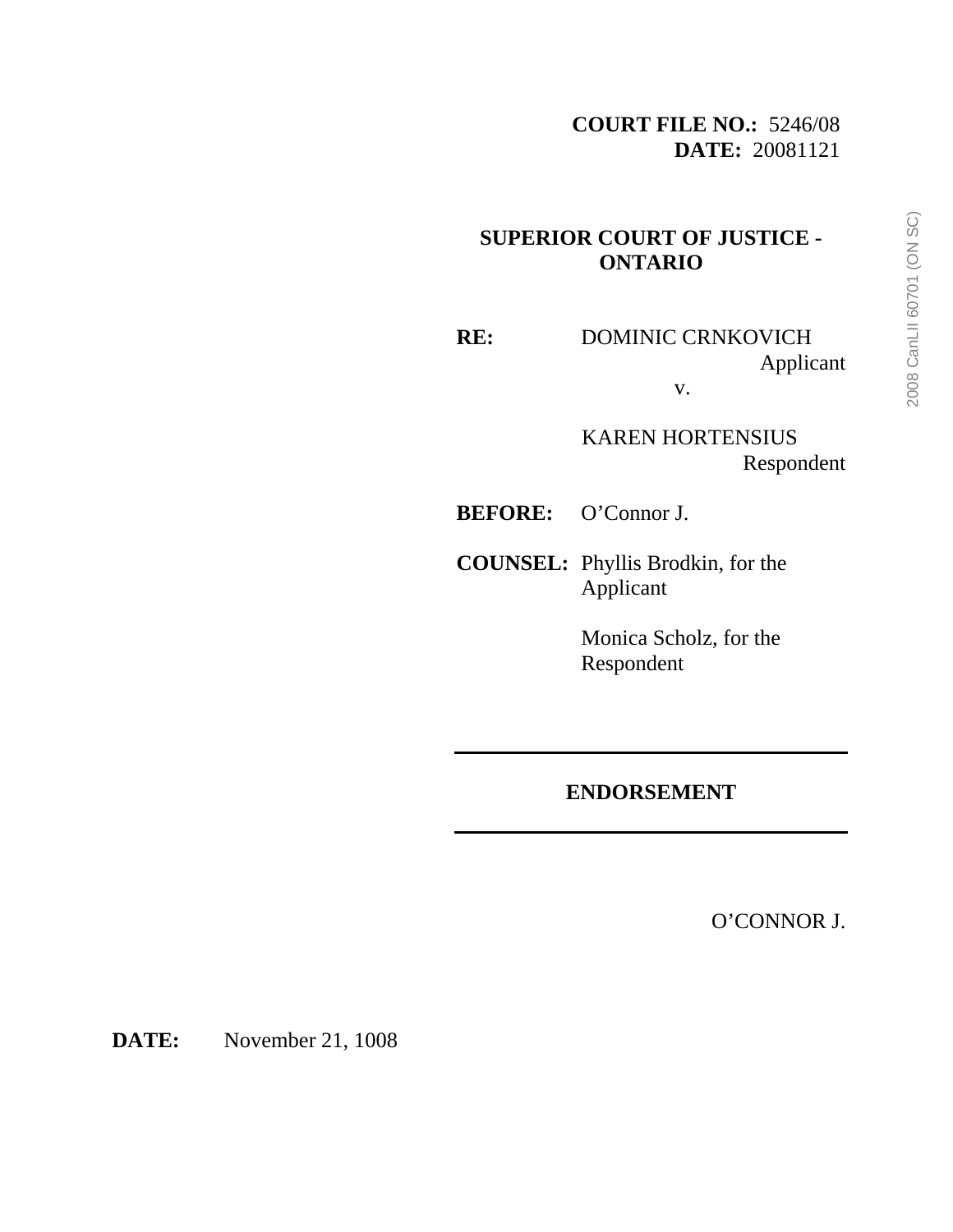**COURT FILE NO.:** 5246/08
**DATE:** 20081121

**SUPERIOR COURT OF JUSTICE - ONTARIO**

**RE:** DOMINIC CRNKOVICH
Applicant
v.

KAREN HORTENSIUS
Respondent

**BEFORE:** O'Connor J.

**COUNSEL:** Phyllis Brodkin, for the Applicant

Monica Scholz, for the Respondent

---

**ENDORSEMENT**

---

O'CONNOR J.

**DATE:** November 21, 1008